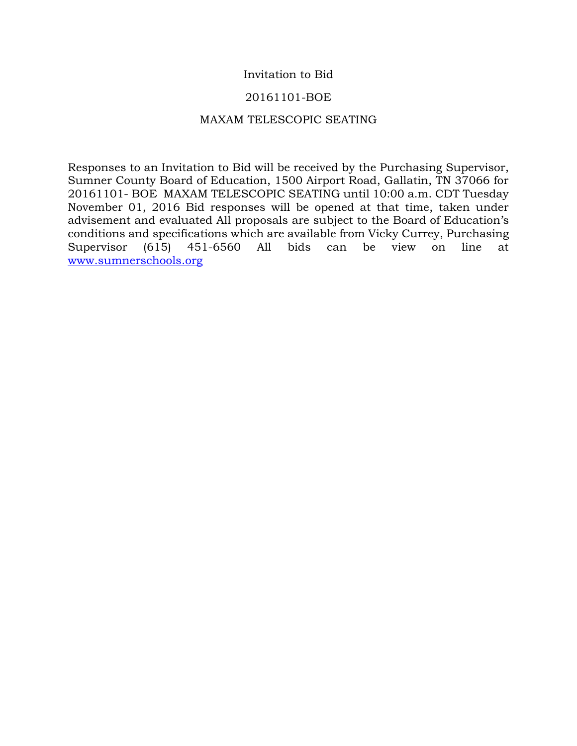Invitation to Bid

20161101-BOE

MAXAM TELESCOPIC SEATING

Responses to an Invitation to Bid will be received by the Purchasing Supervisor, Sumner County Board of Education, 1500 Airport Road, Gallatin, TN 37066 for 20161101- BOE MAXAM TELESCOPIC SEATING until 10:00 a.m. CDT Tuesday November 01, 2016 Bid responses will be opened at that time, taken under advisement and evaluated All proposals are subject to the Board of Education's conditions and specifications which are available from Vicky Currey, Purchasing Supervisor (615) 451-6560 All bids can be view on line at [www.sumnerschools.org](www.sumnerschools.org)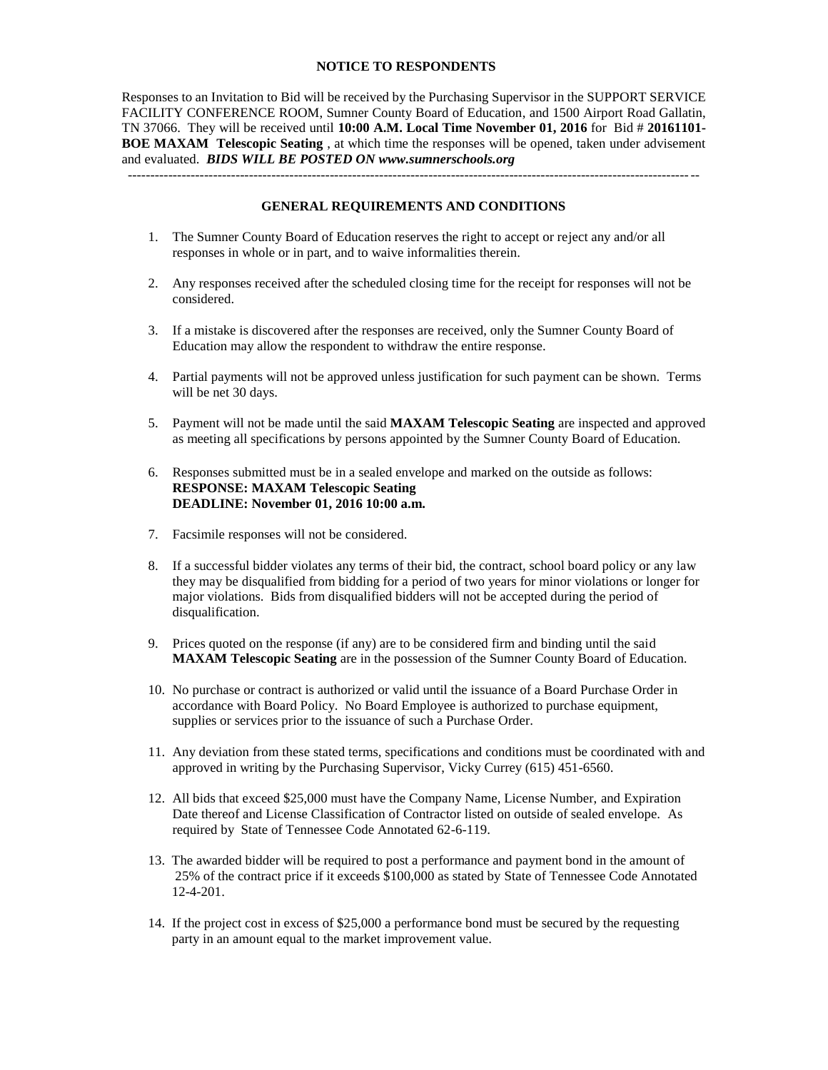## NOTICE TO RESPONDENTS

Responses to an Invitation to Bid will be received by the Purchasing Supervisor in the SUPPORT SERVICE FACILITY CONFERENCE ROOM, Sumner County Board of Education, and 1500 Airport Road Gallatin, TN 37066. They will be received until **10:00 A.M. Local Time November 01, 2016** for Bid # **20161101-BOE MAXAM Telescopic Seating** , at which time the responses will be opened, taken under advisement and evaluated. ***BIDS WILL BE POSTED ON www.sumnerschools.org***

---

## GENERAL REQUIREMENTS AND CONDITIONS

1. The Sumner County Board of Education reserves the right to accept or reject any and/or all responses in whole or in part, and to waive informalities therein.

2. Any responses received after the scheduled closing time for the receipt for responses will not be considered.

3. If a mistake is discovered after the responses are received, only the Sumner County Board of Education may allow the respondent to withdraw the entire response.

4. Partial payments will not be approved unless justification for such payment can be shown. Terms will be net 30 days.

5. Payment will not be made until the said **MAXAM Telescopic Seating** are inspected and approved as meeting all specifications by persons appointed by the Sumner County Board of Education.

6. Responses submitted must be in a sealed envelope and marked on the outside as follows:
   **RESPONSE: MAXAM Telescopic Seating**
   **DEADLINE: November 01, 2016 10:00 a.m.**

7. Facsimile responses will not be considered.

8. If a successful bidder violates any terms of their bid, the contract, school board policy or any law they may be disqualified from bidding for a period of two years for minor violations or longer for major violations. Bids from disqualified bidders will not be accepted during the period of disqualification.

9. Prices quoted on the response (if any) are to be considered firm and binding until the said **MAXAM Telescopic Seating** are in the possession of the Sumner County Board of Education.

10. No purchase or contract is authorized or valid until the issuance of a Board Purchase Order in accordance with Board Policy. No Board Employee is authorized to purchase equipment, supplies or services prior to the issuance of such a Purchase Order.

11. Any deviation from these stated terms, specifications and conditions must be coordinated with and approved in writing by the Purchasing Supervisor, Vicky Currey (615) 451-6560.

12. All bids that exceed $25,000 must have the Company Name, License Number, and Expiration Date thereof and License Classification of Contractor listed on outside of sealed envelope. As required by State of Tennessee Code Annotated 62-6-119.

13. The awarded bidder will be required to post a performance and payment bond in the amount of 25% of the contract price if it exceeds $100,000 as stated by State of Tennessee Code Annotated 12-4-201.

14. If the project cost in excess of $25,000 a performance bond must be secured by the requesting party in an amount equal to the market improvement value.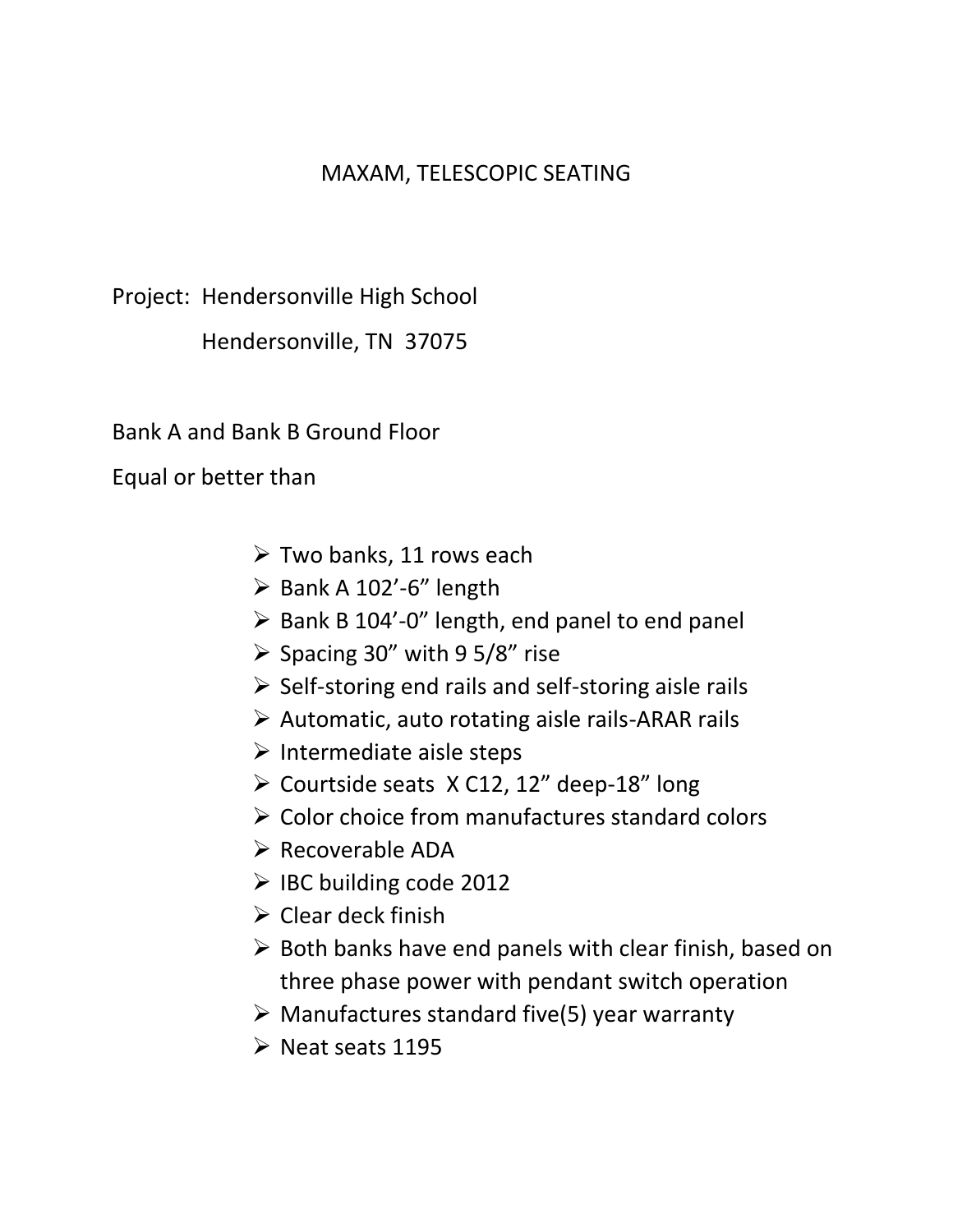# MAXAM, TELESCOPIC SEATING

Project: Hendersonville High School

Hendersonville, TN 37075

Bank A and Bank B Ground Floor

Equal or better than

- Two banks, 11 rows each
- Bank A 102'-6" length
- Bank B 104'-0" length, end panel to end panel
- Spacing 30" with 9 5/8" rise
- Self-storing end rails and self-storing aisle rails
- Automatic, auto rotating aisle rails-ARAR rails
- Intermediate aisle steps
- Courtside seats X C12, 12" deep-18" long
- Color choice from manufactures standard colors
- Recoverable ADA
- IBC building code 2012
- Clear deck finish
- Both banks have end panels with clear finish, based on three phase power with pendant switch operation
- Manufactures standard five(5) year warranty
- Neat seats 1195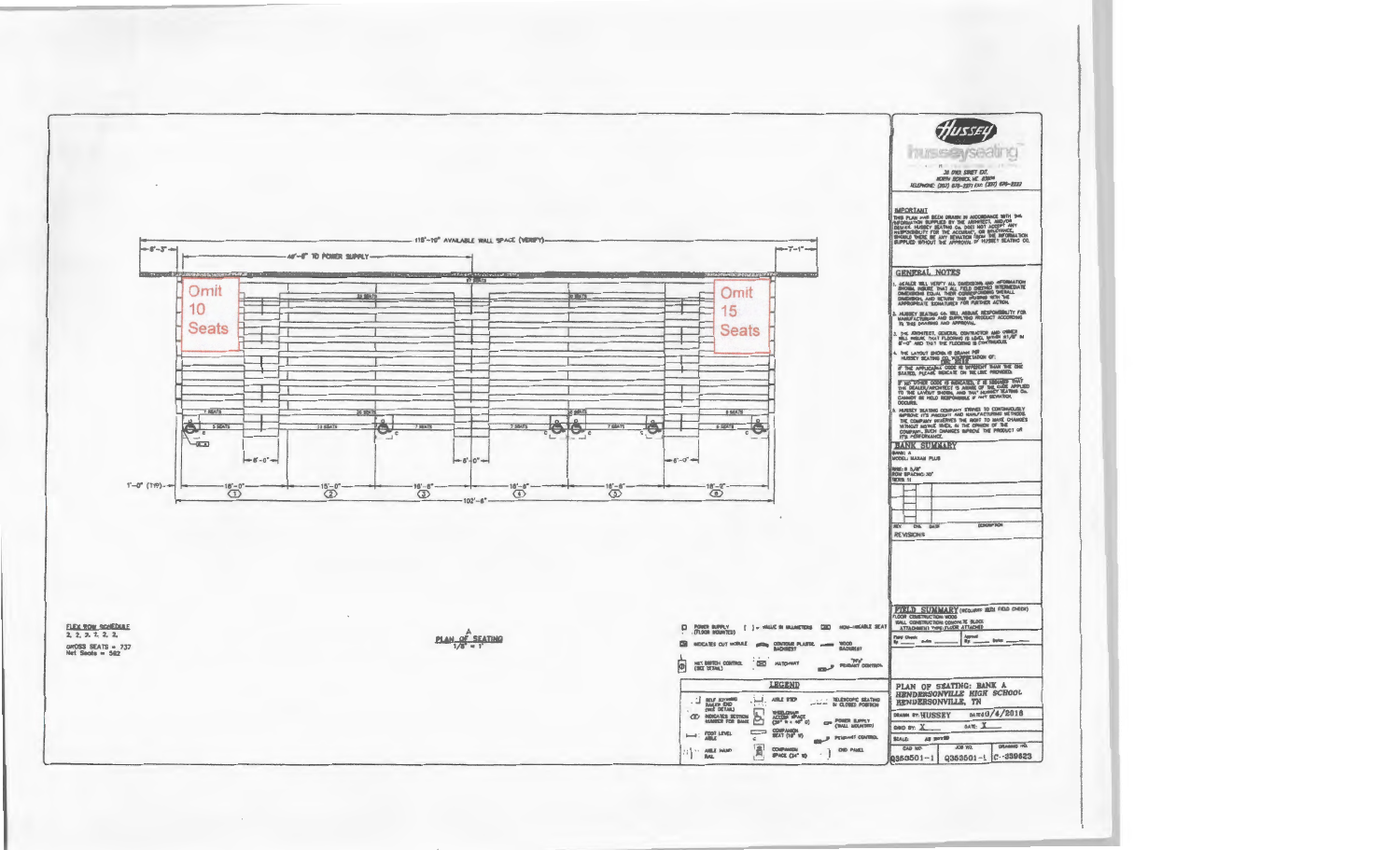# PLAN OF SEATING

A
1/8" = 1'

118'-10" AVAILABLE WALL SPACE (VERIFY)

8'-3" | 46'-8" TO POWER SUPPLY | 7'-1"

Omit 10 Seats

Omit 15 Seats

27 SEATS

26 SEATS

26 SEATS

7 SEATS | 26 SEATS | 26 SEATS | 8 SEATS

5 SEATS | 13 SEATS | 7 SEATS | 7 SEATS | 7 SEATS | 6 SEATS

8'-0" | 8'-0" | 8'-0"

1'-0" (TYP) | 18'-0" (1) | 15'-0" (2) | 16'-8" (3) | 18'-8" (4) | 18'-8" (5) | 18'-0" (6)

102'-6"

FLEX ROW SCHEDULE
2, 2, 2, 2, 2, 2,

GROSS SEATS = 737
Net Seats = 582

## LEGEND

- POWER SUPPLY (FLOOR MOUNTED)
- [ ] = VALUE IN MILLIMETERS
- NON-USEABLE SEAT
- INDICATES CUT MODULE
- CONTOUR PLASTIC BACKREST
- WOOD BACKREST
- NET SWITCH CONTROL (SEE DETAIL)
- HATCHWAY
- "PPV" PENDANT CONTROL
- SELF STORING RAILER END (SEE DETAIL)
- AISLE STEP
- TELESCOPIC SEATING IN CLOSED POSITION
- INDICATES SECTION NUMBER FOR BANK
- WHEELCHAIR ACCESS SPACE (30" W x 48" D)
- POWER SUPPLY (WALL MOUNTED)
- FOOT LEVEL AISLE
- COMPANION SEAT (18" W)
- PENDANT CONTROL
- AISLE HAND RAIL
- COMPANION SPACE (24" W)
- END PANEL

---

**Hussey**
husseyseating
PO BOX 100, NORTH BERWICK, ME 03906
TELEPHONE: (207) 676-2271 FAX: (207) 676-2222

**IMPORTANT**
THIS PLAN HAS BEEN DRAWN IN ACCORDANCE WITH THE INFORMATION SUPPLIED BY THE ARCHITECT AND/OR DEALER. HUSSEY SEATING Co. DOES NOT ACCEPT ANY RESPONSIBILITY FOR THE ACCURACY OR SUFFICIENCY. SHOULD THERE BE ANY DEVIATION FROM THE INFORMATION SUPPLIED WITHOUT THE APPROVAL OF HUSSEY SEATING CO.

## GENERAL NOTES

1. DEALER WILL VERIFY ALL DIMENSIONS AND INFORMATION SHOWN. INSURE THAT ALL FIELD DIMENSIONS INTERMEDIATE DIMENSIONS EQUAL THEIR CORRESPONDING OVERALL DIMENSION, AND RETURN THIS DRAWING WITH THE APPROPRIATE SIGNATURES FOR FURTHER ACTION.
2. HUSSEY SEATING CO. WILL ASSUME RESPONSIBILITY FOR MANUFACTURING AND SUPPLYING PRODUCT ACCORDING TO THIS DRAWING AND APPROVAL.
3. THE ARCHITECT, GENERAL CONTRACTOR AND OWNER WILL INSURE THAT FLOORING IS LEVEL WITHIN ±1/8" IN 8'-0" AND THAT THE FLOORING IS CONTINUOUS.
4. THE LAYOUT SHOWN IS DRAWN PER HUSSEY SEATING CO. INTERPRETATION OF: IBC 2012
   IF THE APPLICABLE CODE IS DIFFERENT THAN THE ONE STATED, PLEASE INDICATE ON THE LINE PROVIDED.
   IF NO OTHER CODE IS INDICATED, IT IS ASSUMED THAT THE DEALER/ARCHITECT IS AWARE OF THE CODE APPLIED TO THE LAYOUT SHOWN, AND THAT HUSSEY SEATING Co. CANNOT BE HELD RESPONSIBLE IF ANY DEVIATION OCCURS.
5. HUSSEY SEATING COMPANY STRIVES TO CONTINUOUSLY IMPROVE IT'S PRODUCT AND MANUFACTURING METHODS. THE COMPANY RESERVES THE RIGHT TO MAKE CHANGES WITHOUT NOTICE WHEN, IN THE OPINION OF THE COMPANY, SUCH CHANGES IMPROVE THE PRODUCT OR IT'S PERFORMANCE.

## BANK SUMMARY

BANK: A
MODEL: MAXAM PLUS

RISE: 9 5/8"
ROW SPACING: 30"
ROWS: 11

| REV | CHK. | DATE | DESCRIPTION |
|---|---|---|---|

REVISIONS

## FIELD SUMMARY (REQUIRES 100% FIELD CHECK)

FLOOR CONSTRUCTION: WOOD
WALL CONSTRUCTION: CONCRETE BLOCK
ATTACHMENT TYPE: FLOOR ATTACHED

Field Check: By ____ Date ____
Approval: By ____ Date ____

PLAN OF SEATING: BANK A
HENDERSONVILLE HIGH SCHOOL
HENDERSONVILLE, TN

DRAWN BY: HUSSEY | DATE: 10/4/2018
CHKD BY: X | DATE: X
SCALE: AS NOTED

| CAD NO. | JOB NO. | DRAWING NO. |
|---|---|---|
| Q353501-1 | Q353501-1 | C-339823 |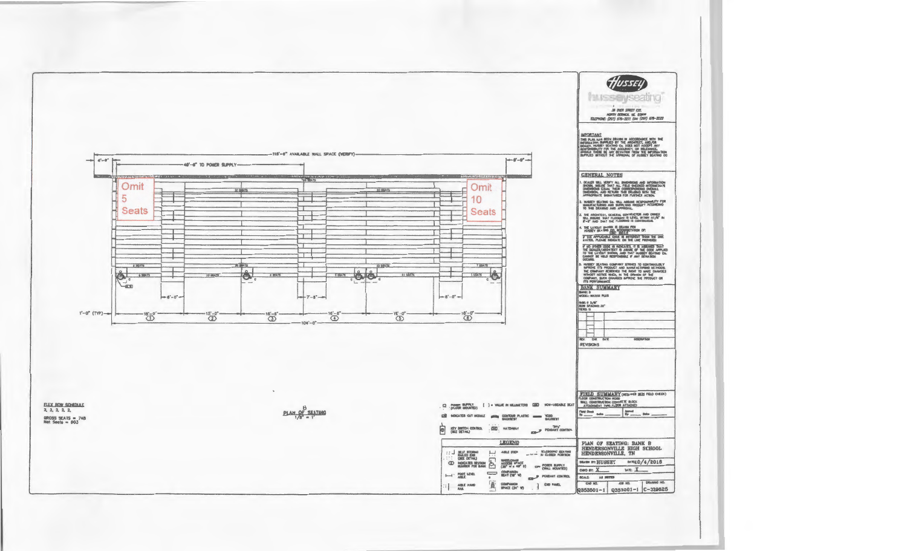Omit 5 Seats

Omit 10 Seats

6'-0" | 115'-6" AVAILABLE WALL SPACE (VERIFY) | 6'-0"

48'-0" TO POWER SUPPLY

1'-0" (TYP) | 18'-0" (1) | 15'-0" (2) | 18'-6" (3) | 16'-6" (4) | 15'-0" (5) | 18'-0" (6)

104'-0"

6'-0" | 7'-8" | 6'-0"

FLEX ROW SCHEDULE
2, 2, 2, 2, 2,

GROSS SEATS = 748
Net Seats = 603

PLAN OF SEATING
1/8" = 1'

## LEGEND

- POWER SUPPLY (FLOOR MOUNTED)
- [ ] = VALUE IN MILLIMETERS
- NON-USEABLE SEAT
- INDICATES CUT MODULE
- CONTOUR PLASTIC BACKREST
- WOOD BACKREST
- KEY SWITCH CONTROL (SEE DETAIL)
- HATCHWAY
- PENDANT CONTROL
- SELF STORING RAILED END (SEE DETAIL)
- AISLE STEP
- TELESCOPIC SEATING IN CLOSED POSITION
- INDICATES SECTION NUMBER FOR BANK
- WHEELCHAIR ACCESS SPACE (30" W x 48" D)
- POWER SUPPLY (WALL MOUNTED)
- FOOT LEVEL AISLE
- COMPANION SEAT (18" W)
- PENDANT CONTROL
- AISLE HAND RAIL
- COMPANION SPACE (24" W)
- END PANEL

**HUSSEY**
husseyseating
38 DYER STREET EXT.
NORTH BERWICK, ME 03906
TELEPHONE: (207) 676-2271 FAX (207) 676-2222

**IMPORTANT**
THIS PLAN HAS BEEN DRAWN IN ACCORDANCE WITH THE INFORMATION SUPPLIED BY THE ARCHITECT, AND/OR DEALER. HUSSEY SEATING Co. DOES NOT ACCEPT ANY RESPONSIBILITY FOR THE ACCURACY OR RELEVANCE, SHOULD THERE BE ANY DEVIATION FROM THE INFORMATION SUPPLIED WITHOUT THE APPROVAL OF HUSSEY SEATING CO.

## GENERAL NOTES

1. DEALER WILL VERIFY ALL DIMENSIONS AND INFORMATION SHOWN. INSURE THAT ALL FIELD CHECKED INTERMEDIATE DIMENSIONS EQUAL THEIR CORRESPONDING OVERALL DIMENSION, AND RETURN THIS DRAWING WITH THE APPROPRIATE SIGNATURES FOR FURTHER ACTION.
2. HUSSEY SEATING Co. WILL ASSUME RESPONSIBILITY FOR MANUFACTURING AND SUPPLYING PRODUCT ACCORDING TO THIS DRAWING AND APPROVAL.
3. THE ARCHITECT, GENERAL CONTRACTOR AND OWNER WILL INSURE THAT FLOORING IS LEVEL WITHIN 3/8" IN 8'-0" AND THAT THE FLOORING IS CONTINUOUS.
4. THE LAYOUT SHOWN IS DRAWN PER HUSSEY SEATING CO. INTERPRETATION OF: IF THE APPLICABLE CODE IS DIFFERENT THAN THE ONE STATED, PLEASE INDICATE ON THE LINE PROVIDED: IF NO OTHER CODE IS INDICATED, IT IS ASSUMED THAT THE DEALER/ARCHITECT IS AWARE OF THE CODE APPLIED TO THE LAYOUT SHOWN, AND THAT HUSSEY SEATING Co. CANNOT BE HELD RESPONSIBLE IF ANY DEVIATION OCCURS.
5. HUSSEY SEATING COMPANY STRIVES TO CONTINUOUSLY IMPROVE ITS PRODUCT AND MANUFACTURING METHODS. THE COMPANY RESERVES THE RIGHT TO MAKE CHANGES WITHOUT NOTICE WHEN, IN THE OPINION OF THE COMPANY, SUCH CHANGES IMPROVE THE PRODUCT OR ITS PERFORMANCE.

## BANK SUMMARY
BANK: B
MODEL: MAXAM PLUS
RISE: 9 5/8"
ROW SPACING: 30"
TIERS: 11

REV. | CHK | DATE | DESCRIPTION
REVISIONS

## FIELD SUMMARY (REQUIRED FOR FIELD CHECK)
FLOOR CONSTRUCTION: WOOD
WALL CONSTRUCTION: CONCRETE BLOCK
ATTACHMENT TYPE: FLOOR ATTACHED

Field Check By: ____ Date: ____
Approval By: ____ Date: ____

PLAN OF SEATING: BANK B
HENDERSONVILLE HIGH SCHOOL
HENDERSONVILLE, TN

| DRAWN BY: HUSSEY | DATE: 10/4/2018 |
|---|---|
| CHKD BY: X | DATE: X |
| SCALE: AS NOTED | |

| CAD NO. | JOB NO. | DRAWING NO. |
|---|---|---|
| Q353501-1 | Q353501-1 | C-329625 |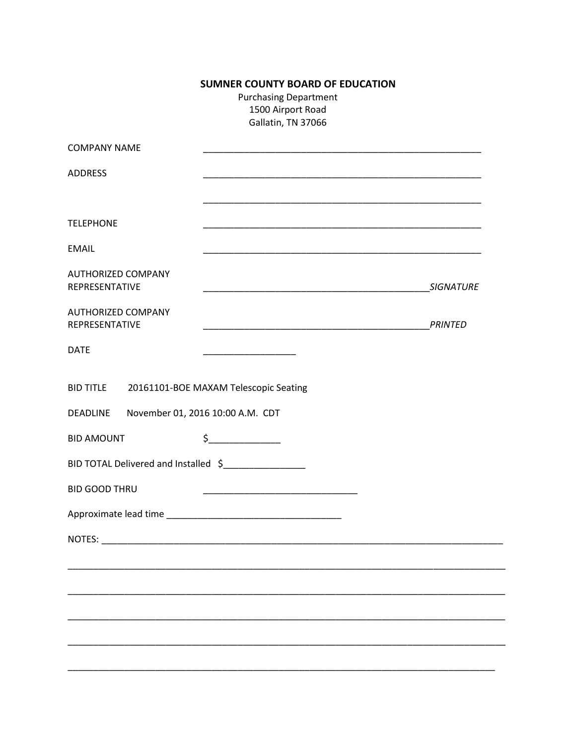**SUMNER COUNTY BOARD OF EDUCATION**

Purchasing Department
1500 Airport Road
Gallatin, TN 37066

COMPANY NAME ________________________________________________________

ADDRESS ________________________________________________________

________________________________________________________

TELEPHONE ________________________________________________________

EMAIL ________________________________________________________

AUTHORIZED COMPANY REPRESENTATIVE ____________________________________________*SIGNATURE*

AUTHORIZED COMPANY REPRESENTATIVE ____________________________________________*PRINTED*

DATE __________________

BID TITLE 20161101-BOE MAXAM Telescopic Seating

DEADLINE November 01, 2016 10:00 A.M. CDT

BID AMOUNT $______________

BID TOTAL Delivered and Installed $________________

BID GOOD THRU ______________________________

Approximate lead time __________________________________

NOTES: ________________________________________________________________________________

________________________________________________________________________________________

________________________________________________________________________________________

________________________________________________________________________________________

________________________________________________________________________________________

______________________________________________________________________________________